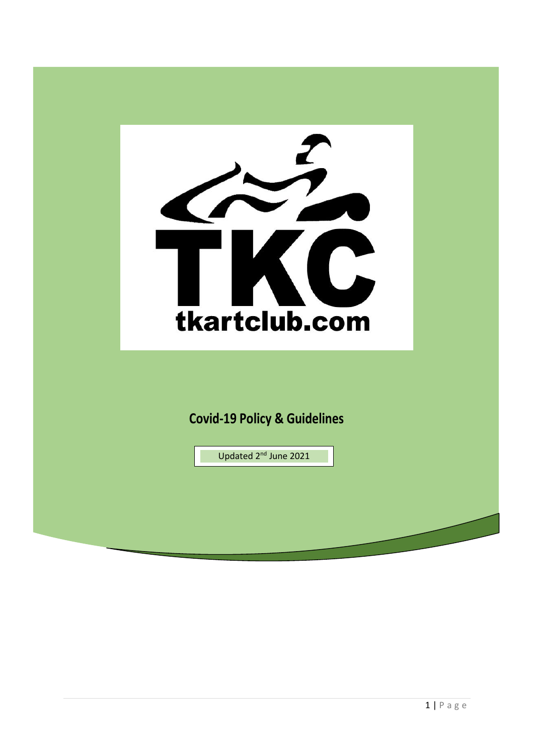TKC

tkartclub.com

# Covid-19 Policy & Guidelines

Updated 2nd June 2021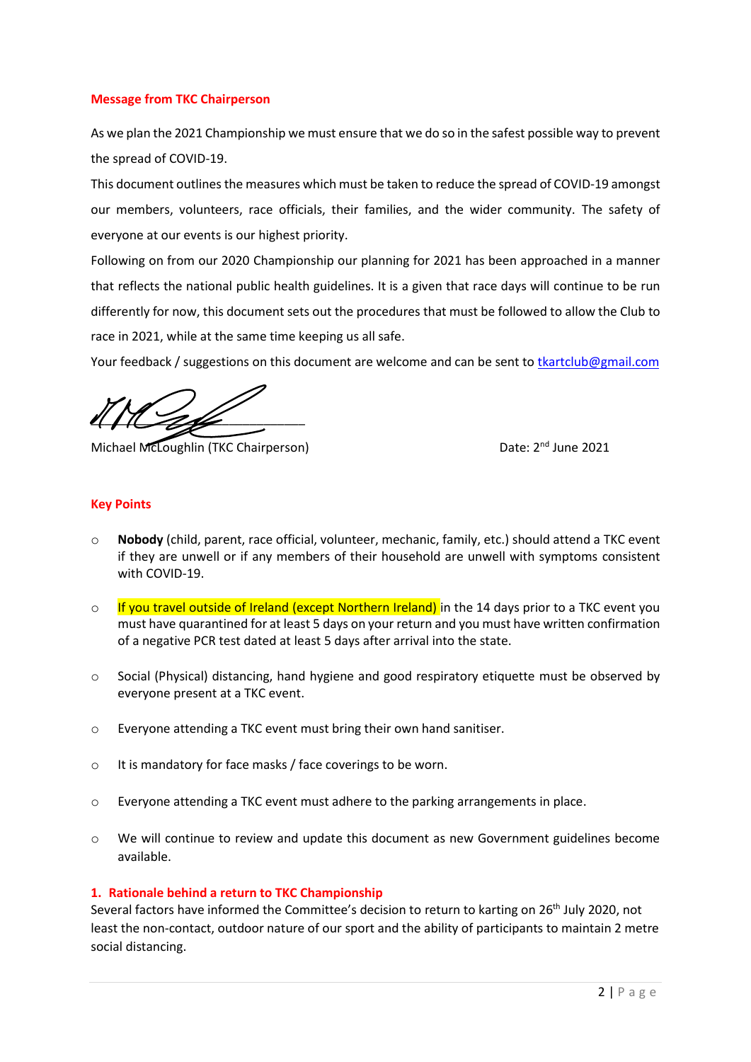## Message from TKC Chairperson

As we plan the 2021 Championship we must ensure that we do so in the safest possible way to prevent the spread of COVID-19.

This document outlines the measures which must be taken to reduce the spread of COVID-19 amongst our members, volunteers, race officials, their families, and the wider community. The safety of everyone at our events is our highest priority.

Following on from our 2020 Championship our planning for 2021 has been approached in a manner that reflects the national public health guidelines. It is a given that race days will continue to be run differently for now, this document sets out the procedures that must be followed to allow the Club to race in 2021, while at the same time keeping us all safe.

Your feedback / suggestions on this document are welcome and can be sent to tkartclub@gmail.com

Michael McLoughlin (TKC Chairperson)

Date: 2nd June 2021

## Key Points

- **Nobody** (child, parent, race official, volunteer, mechanic, family, etc.) should attend a TKC event if they are unwell or if any members of their household are unwell with symptoms consistent with COVID-19.
- If you travel outside of Ireland (except Northern Ireland) in the 14 days prior to a TKC event you must have quarantined for at least 5 days on your return and you must have written confirmation of a negative PCR test dated at least 5 days after arrival into the state.
- Social (Physical) distancing, hand hygiene and good respiratory etiquette must be observed by everyone present at a TKC event.
- Everyone attending a TKC event must bring their own hand sanitiser.
- It is mandatory for face masks / face coverings to be worn.
- Everyone attending a TKC event must adhere to the parking arrangements in place.
- We will continue to review and update this document as new Government guidelines become available.

## 1. Rationale behind a return to TKC Championship

Several factors have informed the Committee's decision to return to karting on 26th July 2020, not least the non-contact, outdoor nature of our sport and the ability of participants to maintain 2 metre social distancing.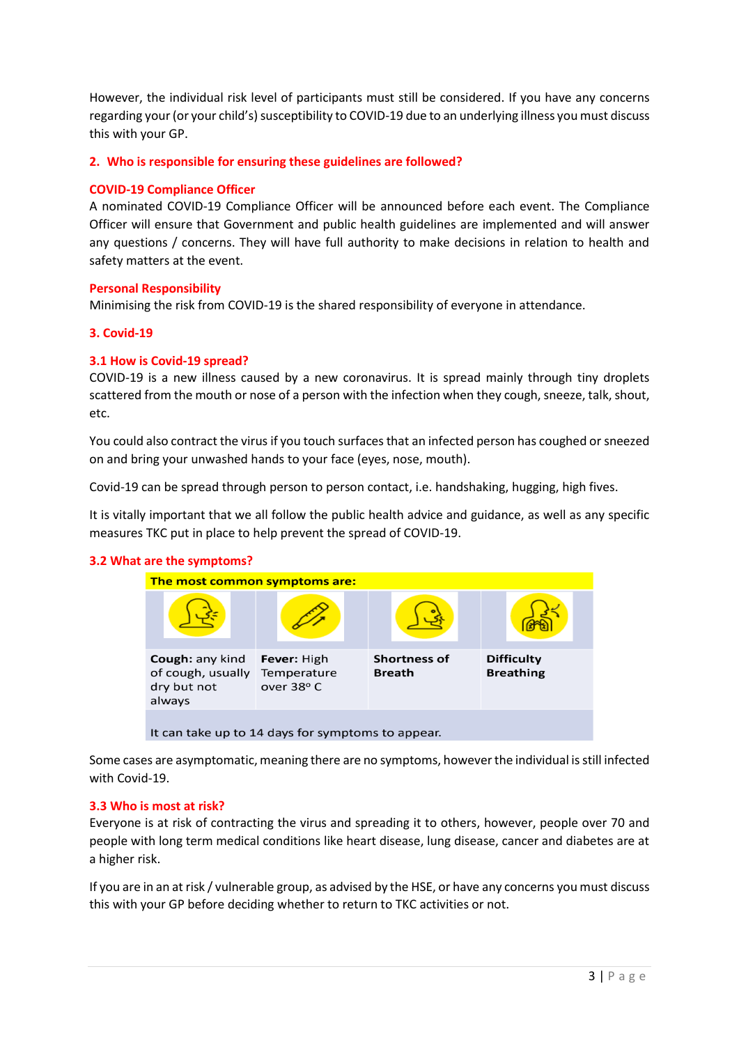However, the individual risk level of participants must still be considered. If you have any concerns regarding your (or your child's) susceptibility to COVID-19 due to an underlying illness you must discuss this with your GP.

## 2. Who is responsible for ensuring these guidelines are followed?

### COVID-19 Compliance Officer

A nominated COVID-19 Compliance Officer will be announced before each event. The Compliance Officer will ensure that Government and public health guidelines are implemented and will answer any questions / concerns. They will have full authority to make decisions in relation to health and safety matters at the event.

### Personal Responsibility

Minimising the risk from COVID-19 is the shared responsibility of everyone in attendance.

## 3. Covid-19

### 3.1 How is Covid-19 spread?

COVID-19 is a new illness caused by a new coronavirus. It is spread mainly through tiny droplets scattered from the mouth or nose of a person with the infection when they cough, sneeze, talk, shout, etc.

You could also contract the virus if you touch surfaces that an infected person has coughed or sneezed on and bring your unwashed hands to your face (eyes, nose, mouth).

Covid-19 can be spread through person to person contact, i.e. handshaking, hugging, high fives.

It is vitally important that we all follow the public health advice and guidance, as well as any specific measures TKC put in place to help prevent the spread of COVID-19.

### 3.2 What are the symptoms?

**The most common symptoms are:**

| **Cough:** any kind of cough, usually dry but not always | **Fever:** High Temperature over 38° C | **Shortness of Breath** | **Difficulty Breathing** |
|---|---|---|---|

It can take up to 14 days for symptoms to appear.

Some cases are asymptomatic, meaning there are no symptoms, however the individual is still infected with Covid-19.

### 3.3 Who is most at risk?

Everyone is at risk of contracting the virus and spreading it to others, however, people over 70 and people with long term medical conditions like heart disease, lung disease, cancer and diabetes are at a higher risk.

If you are in an at risk / vulnerable group, as advised by the HSE, or have any concerns you must discuss this with your GP before deciding whether to return to TKC activities or not.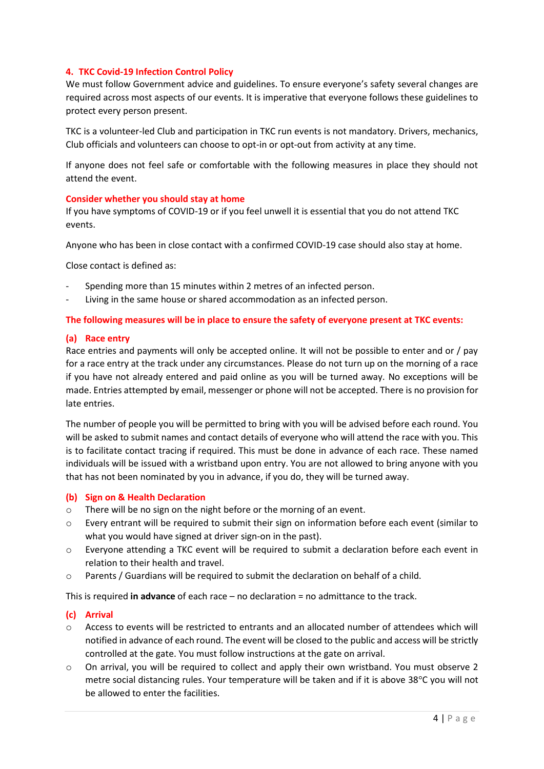## 4. TKC Covid-19 Infection Control Policy

We must follow Government advice and guidelines. To ensure everyone's safety several changes are required across most aspects of our events. It is imperative that everyone follows these guidelines to protect every person present.

TKC is a volunteer-led Club and participation in TKC run events is not mandatory. Drivers, mechanics, Club officials and volunteers can choose to opt-in or opt-out from activity at any time.

If anyone does not feel safe or comfortable with the following measures in place they should not attend the event.

### Consider whether you should stay at home

If you have symptoms of COVID-19 or if you feel unwell it is essential that you do not attend TKC events.

Anyone who has been in close contact with a confirmed COVID-19 case should also stay at home.

Close contact is defined as:

- Spending more than 15 minutes within 2 metres of an infected person.
- Living in the same house or shared accommodation as an infected person.

### The following measures will be in place to ensure the safety of everyone present at TKC events:

#### (a) Race entry

Race entries and payments will only be accepted online. It will not be possible to enter and or / pay for a race entry at the track under any circumstances. Please do not turn up on the morning of a race if you have not already entered and paid online as you will be turned away. No exceptions will be made. Entries attempted by email, messenger or phone will not be accepted. There is no provision for late entries.

The number of people you will be permitted to bring with you will be advised before each round. You will be asked to submit names and contact details of everyone who will attend the race with you. This is to facilitate contact tracing if required. This must be done in advance of each race. These named individuals will be issued with a wristband upon entry. You are not allowed to bring anyone with you that has not been nominated by you in advance, if you do, they will be turned away.

#### (b) Sign on & Health Declaration

- There will be no sign on the night before or the morning of an event.
- Every entrant will be required to submit their sign on information before each event (similar to what you would have signed at driver sign-on in the past).
- Everyone attending a TKC event will be required to submit a declaration before each event in relation to their health and travel.
- Parents / Guardians will be required to submit the declaration on behalf of a child.

This is required **in advance** of each race – no declaration = no admittance to the track.

#### (c) Arrival

- Access to events will be restricted to entrants and an allocated number of attendees which will notified in advance of each round. The event will be closed to the public and access will be strictly controlled at the gate. You must follow instructions at the gate on arrival.
- On arrival, you will be required to collect and apply their own wristband. You must observe 2 metre social distancing rules. Your temperature will be taken and if it is above 38°C you will not be allowed to enter the facilities.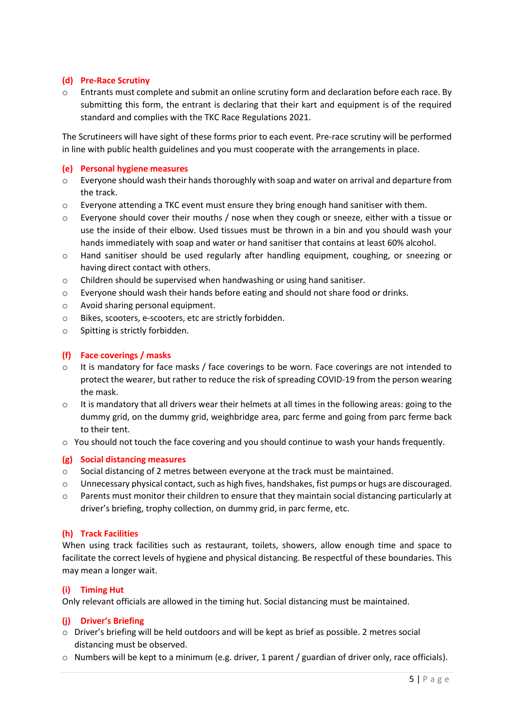### (d) Pre-Race Scrutiny

- Entrants must complete and submit an online scrutiny form and declaration before each race. By submitting this form, the entrant is declaring that their kart and equipment is of the required standard and complies with the TKC Race Regulations 2021.

The Scrutineers will have sight of these forms prior to each event. Pre-race scrutiny will be performed in line with public health guidelines and you must cooperate with the arrangements in place.

### (e) Personal hygiene measures

- Everyone should wash their hands thoroughly with soap and water on arrival and departure from the track.
- Everyone attending a TKC event must ensure they bring enough hand sanitiser with them.
- Everyone should cover their mouths / nose when they cough or sneeze, either with a tissue or use the inside of their elbow. Used tissues must be thrown in a bin and you should wash your hands immediately with soap and water or hand sanitiser that contains at least 60% alcohol.
- Hand sanitiser should be used regularly after handling equipment, coughing, or sneezing or having direct contact with others.
- Children should be supervised when handwashing or using hand sanitiser.
- Everyone should wash their hands before eating and should not share food or drinks.
- Avoid sharing personal equipment.
- Bikes, scooters, e-scooters, etc are strictly forbidden.
- Spitting is strictly forbidden.

### (f) Face coverings / masks

- It is mandatory for face masks / face coverings to be worn. Face coverings are not intended to protect the wearer, but rather to reduce the risk of spreading COVID-19 from the person wearing the mask.
- It is mandatory that all drivers wear their helmets at all times in the following areas: going to the dummy grid, on the dummy grid, weighbridge area, parc ferme and going from parc ferme back to their tent.
- You should not touch the face covering and you should continue to wash your hands frequently.

### (g) Social distancing measures

- Social distancing of 2 metres between everyone at the track must be maintained.
- Unnecessary physical contact, such as high fives, handshakes, fist pumps or hugs are discouraged.
- Parents must monitor their children to ensure that they maintain social distancing particularly at driver's briefing, trophy collection, on dummy grid, in parc ferme, etc.

### (h) Track Facilities

When using track facilities such as restaurant, toilets, showers, allow enough time and space to facilitate the correct levels of hygiene and physical distancing. Be respectful of these boundaries. This may mean a longer wait.

### (i) Timing Hut

Only relevant officials are allowed in the timing hut. Social distancing must be maintained.

### (j) Driver's Briefing

- Driver's briefing will be held outdoors and will be kept as brief as possible. 2 metres social distancing must be observed.
- Numbers will be kept to a minimum (e.g. driver, 1 parent / guardian of driver only, race officials).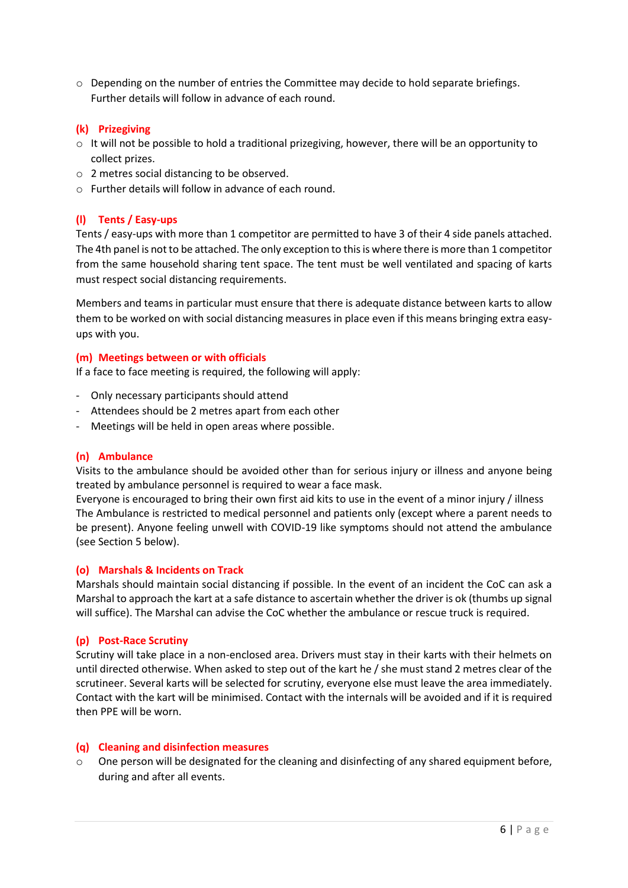- Depending on the number of entries the Committee may decide to hold separate briefings. Further details will follow in advance of each round.

### (k) Prizegiving

- It will not be possible to hold a traditional prizegiving, however, there will be an opportunity to collect prizes.
- 2 metres social distancing to be observed.
- Further details will follow in advance of each round.

### (l) Tents / Easy-ups

Tents / easy-ups with more than 1 competitor are permitted to have 3 of their 4 side panels attached. The 4th panel is not to be attached. The only exception to this is where there is more than 1 competitor from the same household sharing tent space. The tent must be well ventilated and spacing of karts must respect social distancing requirements.

Members and teams in particular must ensure that there is adequate distance between karts to allow them to be worked on with social distancing measures in place even if this means bringing extra easy-ups with you.

### (m) Meetings between or with officials

If a face to face meeting is required, the following will apply:

- Only necessary participants should attend
- Attendees should be 2 metres apart from each other
- Meetings will be held in open areas where possible.

### (n) Ambulance

Visits to the ambulance should be avoided other than for serious injury or illness and anyone being treated by ambulance personnel is required to wear a face mask.
Everyone is encouraged to bring their own first aid kits to use in the event of a minor injury / illness
The Ambulance is restricted to medical personnel and patients only (except where a parent needs to be present). Anyone feeling unwell with COVID-19 like symptoms should not attend the ambulance (see Section 5 below).

### (o) Marshals & Incidents on Track

Marshals should maintain social distancing if possible. In the event of an incident the CoC can ask a Marshal to approach the kart at a safe distance to ascertain whether the driver is ok (thumbs up signal will suffice). The Marshal can advise the CoC whether the ambulance or rescue truck is required.

### (p) Post-Race Scrutiny

Scrutiny will take place in a non-enclosed area. Drivers must stay in their karts with their helmets on until directed otherwise. When asked to step out of the kart he / she must stand 2 metres clear of the scrutineer. Several karts will be selected for scrutiny, everyone else must leave the area immediately. Contact with the kart will be minimised. Contact with the internals will be avoided and if it is required then PPE will be worn.

### (q) Cleaning and disinfection measures

- One person will be designated for the cleaning and disinfecting of any shared equipment before, during and after all events.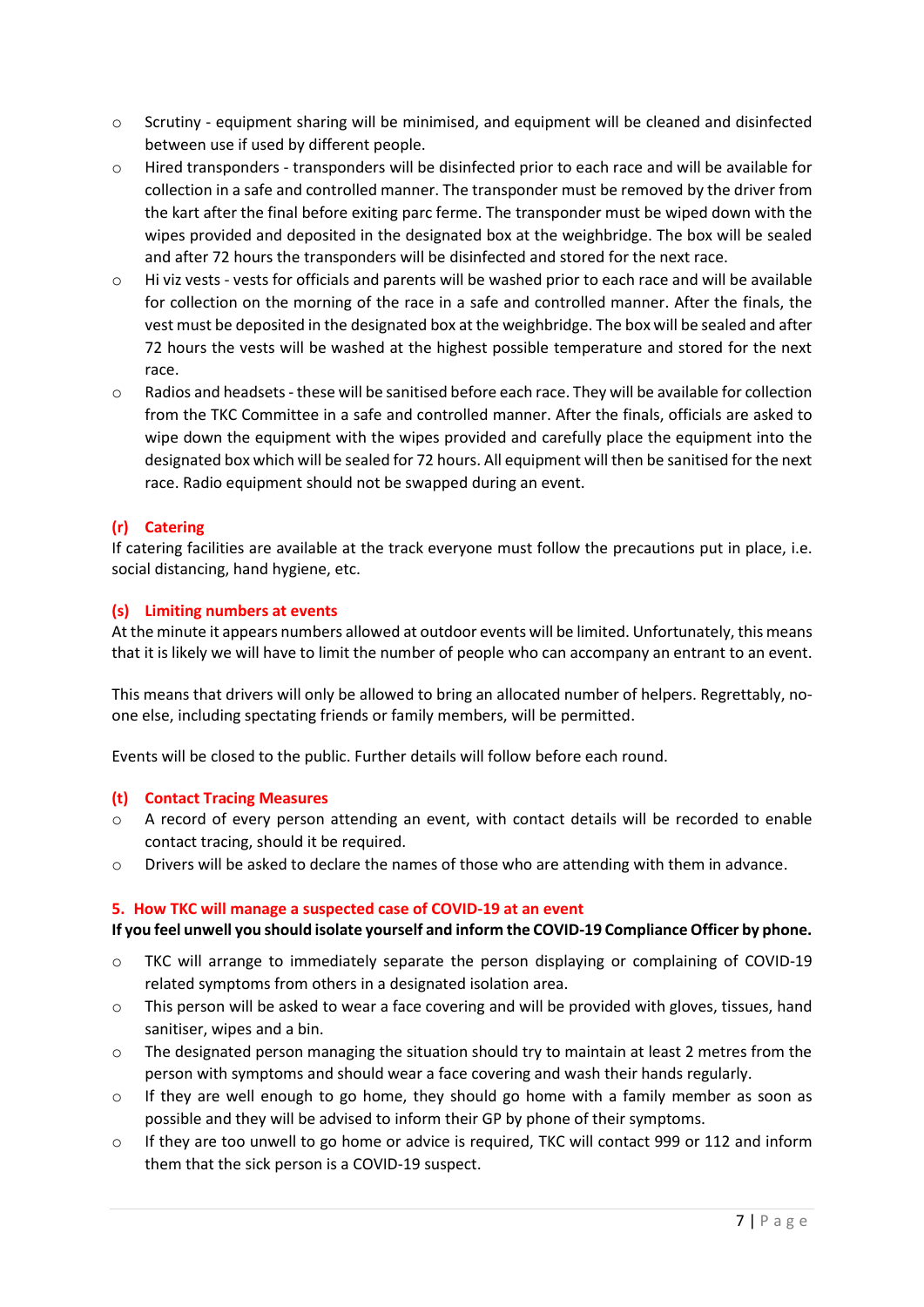- Scrutiny - equipment sharing will be minimised, and equipment will be cleaned and disinfected between use if used by different people.
- Hired transponders - transponders will be disinfected prior to each race and will be available for collection in a safe and controlled manner. The transponder must be removed by the driver from the kart after the final before exiting parc ferme. The transponder must be wiped down with the wipes provided and deposited in the designated box at the weighbridge. The box will be sealed and after 72 hours the transponders will be disinfected and stored for the next race.
- Hi viz vests - vests for officials and parents will be washed prior to each race and will be available for collection on the morning of the race in a safe and controlled manner. After the finals, the vest must be deposited in the designated box at the weighbridge. The box will be sealed and after 72 hours the vests will be washed at the highest possible temperature and stored for the next race.
- Radios and headsets - these will be sanitised before each race. They will be available for collection from the TKC Committee in a safe and controlled manner. After the finals, officials are asked to wipe down the equipment with the wipes provided and carefully place the equipment into the designated box which will be sealed for 72 hours. All equipment will then be sanitised for the next race. Radio equipment should not be swapped during an event.

### (r) Catering

If catering facilities are available at the track everyone must follow the precautions put in place, i.e. social distancing, hand hygiene, etc.

### (s) Limiting numbers at events

At the minute it appears numbers allowed at outdoor events will be limited. Unfortunately, this means that it is likely we will have to limit the number of people who can accompany an entrant to an event.

This means that drivers will only be allowed to bring an allocated number of helpers. Regrettably, no-one else, including spectating friends or family members, will be permitted.

Events will be closed to the public. Further details will follow before each round.

### (t) Contact Tracing Measures

- A record of every person attending an event, with contact details will be recorded to enable contact tracing, should it be required.
- Drivers will be asked to declare the names of those who are attending with them in advance.

## 5. How TKC will manage a suspected case of COVID-19 at an event

**If you feel unwell you should isolate yourself and inform the COVID-19 Compliance Officer by phone.**

- TKC will arrange to immediately separate the person displaying or complaining of COVID-19 related symptoms from others in a designated isolation area.
- This person will be asked to wear a face covering and will be provided with gloves, tissues, hand sanitiser, wipes and a bin.
- The designated person managing the situation should try to maintain at least 2 metres from the person with symptoms and should wear a face covering and wash their hands regularly.
- If they are well enough to go home, they should go home with a family member as soon as possible and they will be advised to inform their GP by phone of their symptoms.
- If they are too unwell to go home or advice is required, TKC will contact 999 or 112 and inform them that the sick person is a COVID-19 suspect.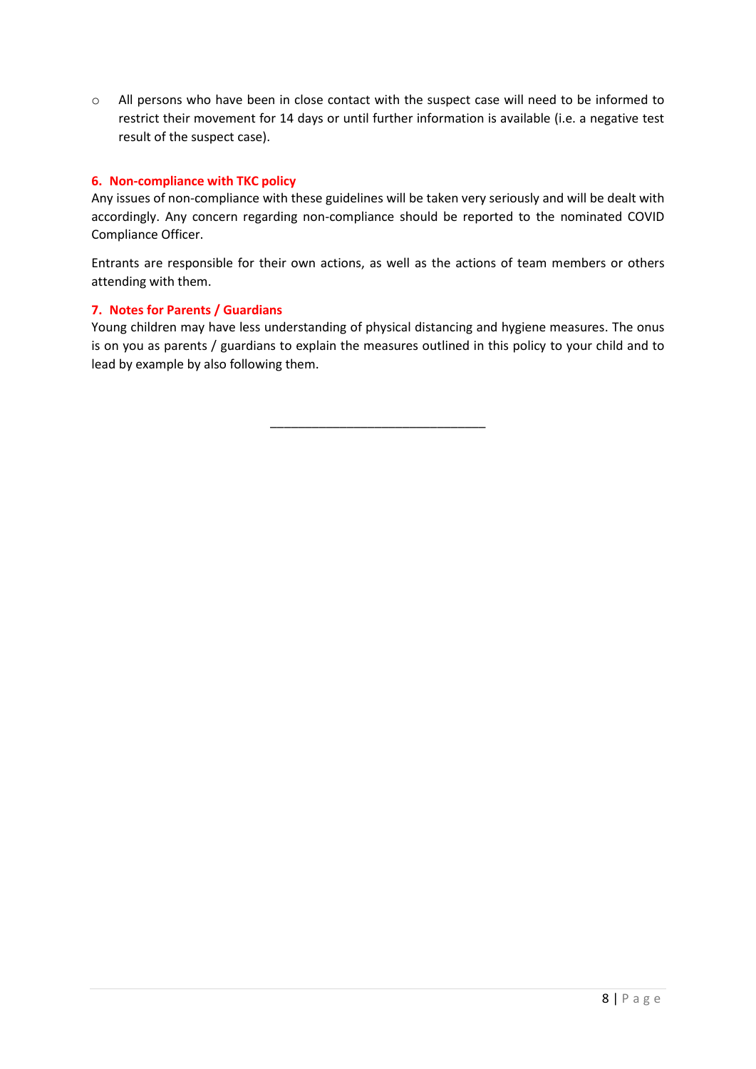- All persons who have been in close contact with the suspect case will need to be informed to restrict their movement for 14 days or until further information is available (i.e. a negative test result of the suspect case).

## 6. Non-compliance with TKC policy

Any issues of non-compliance with these guidelines will be taken very seriously and will be dealt with accordingly. Any concern regarding non-compliance should be reported to the nominated COVID Compliance Officer.

Entrants are responsible for their own actions, as well as the actions of team members or others attending with them.

## 7. Notes for Parents / Guardians

Young children may have less understanding of physical distancing and hygiene measures. The onus is on you as parents / guardians to explain the measures outlined in this policy to your child and to lead by example by also following them.

---